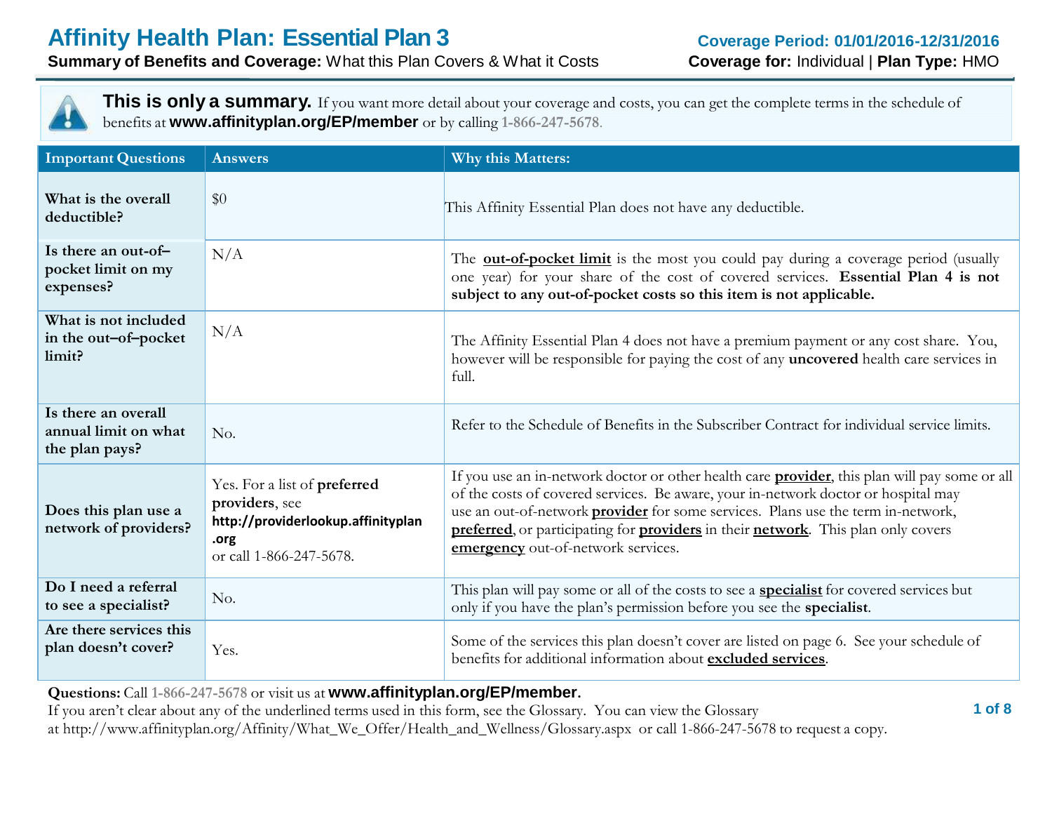# Affinity Health Plan: Essential Plan 3

**Summary of Benefits and Coverage:** What this Plan Covers & What it Costs

**Coverage Period: 01/01/2016-12/31/2016**

**Coverage for:** Individual | **Plan Type:** HMO

**This is only a summary.** If you want more detail about your coverage and costs, you can get the complete terms in the schedule of benefits at **www.affinityplan.org/EP/member** or by calling 1-866-247-5678.

| Important Questions | Answers | Why this Matters: |
|---|---|---|
| What is the overall deductible? | $0 | This Affinity Essential Plan does not have any deductible. |
| Is there an out-of–pocket limit on my expenses? | N/A | The **out-of-pocket limit** is the most you could pay during a coverage period (usually one year) for your share of the cost of covered services. **Essential Plan 4 is not subject to any out-of-pocket costs so this item is not applicable.** |
| What is not included in the out–of–pocket limit? | N/A | The Affinity Essential Plan 4 does not have a premium payment or any cost share. You, however will be responsible for paying the cost of any **uncovered** health care services in full. |
| Is there an overall annual limit on what the plan pays? | No. | Refer to the Schedule of Benefits in the Subscriber Contract for individual service limits. |
| Does this plan use a network of providers? | Yes. For a list of **preferred providers**, see **http://providerlookup.affinityplan.org** or call 1-866-247-5678. | If you use an in-network doctor or other health care **provider**, this plan will pay some or all of the costs of covered services. Be aware, your in-network doctor or hospital may use an out-of-network **provider** for some services. Plans use the term in-network, **preferred**, or participating for **providers** in their **network**. This plan only covers **emergency** out-of-network services. |
| Do I need a referral to see a specialist? | No. | This plan will pay some or all of the costs to see a **specialist** for covered services but only if you have the plan's permission before you see the **specialist**. |
| Are there services this plan doesn't cover? | Yes. | Some of the services this plan doesn't cover are listed on page 6. See your schedule of benefits for additional information about **excluded services**. |

**Questions:** Call 1-866-247-5678 or visit us at **www.affinityplan.org/EP/member**.
If you aren't clear about any of the underlined terms used in this form, see the Glossary. You can view the Glossary at http://www.affinityplan.org/Affinity/What_We_Offer/Health_and_Wellness/Glossary.aspx or call 1-866-247-5678 to request a copy.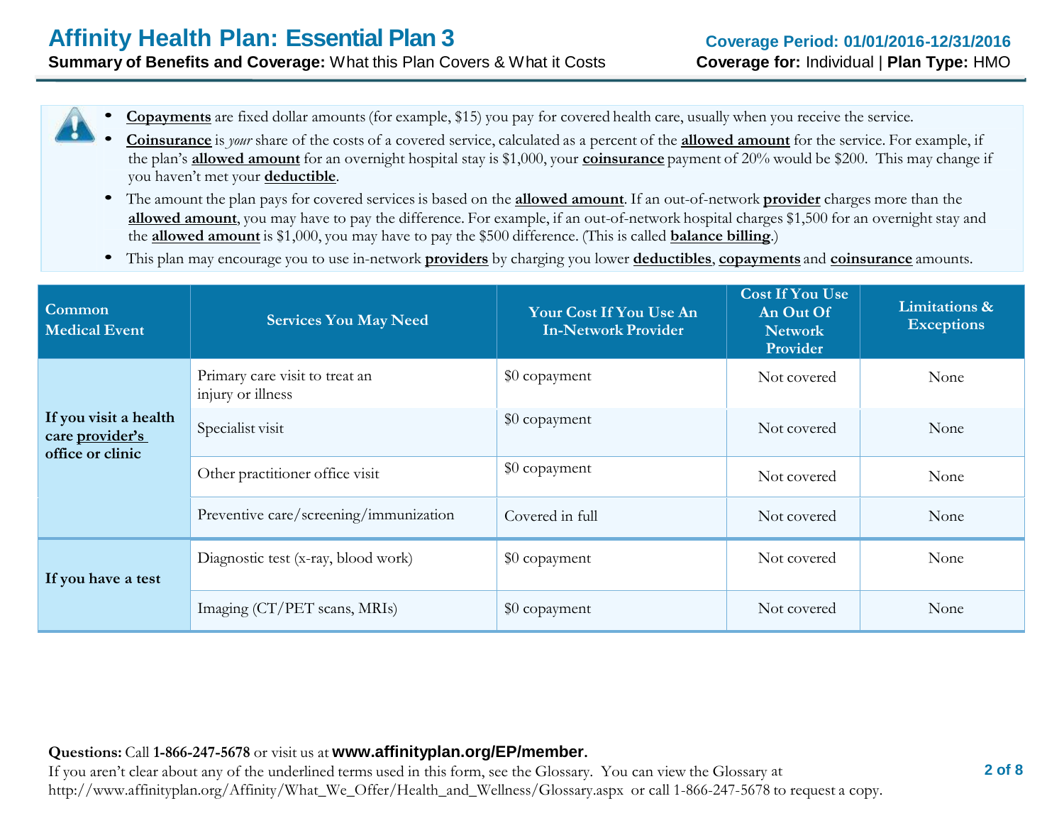- **Copayments** are fixed dollar amounts (for example, $15) you pay for covered health care, usually when you receive the service.
- **Coinsurance** is *your* share of the costs of a covered service, calculated as a percent of the **allowed amount** for the service. For example, if the plan's **allowed amount** for an overnight hospital stay is $1,000, your **coinsurance** payment of 20% would be $200. This may change if you haven't met your **deductible**.
- The amount the plan pays for covered services is based on the **allowed amount**. If an out-of-network **provider** charges more than the **allowed amount**, you may have to pay the difference. For example, if an out-of-network hospital charges $1,500 for an overnight stay and the **allowed amount** is $1,000, you may have to pay the $500 difference. (This is called **balance billing**.)
- This plan may encourage you to use in-network **providers** by charging you lower **deductibles**, **copayments** and **coinsurance** amounts.

| Common Medical Event | Services You May Need | Your Cost If You Use An In-Network Provider | Cost If You Use An Out Of Network Provider | Limitations & Exceptions |
|---|---|---|---|---|
| If you visit a health care provider's office or clinic | Primary care visit to treat an injury or illness | $0 copayment | Not covered | None |
| | Specialist visit | $0 copayment | Not covered | None |
| | Other practitioner office visit | $0 copayment | Not covered | None |
| | Preventive care/screening/immunization | Covered in full | Not covered | None |
| If you have a test | Diagnostic test (x-ray, blood work) | $0 copayment | Not covered | None |
| | Imaging (CT/PET scans, MRIs) | $0 copayment | Not covered | None |

**Questions:** Call **1-866-247-5678** or visit us at **www.affinityplan.org/EP/member**.
If you aren't clear about any of the underlined terms used in this form, see the Glossary. You can view the Glossary at http://www.affinityplan.org/Affinity/What_We_Offer/Health_and_Wellness/Glossary.aspx or call 1-866-247-5678 to request a copy.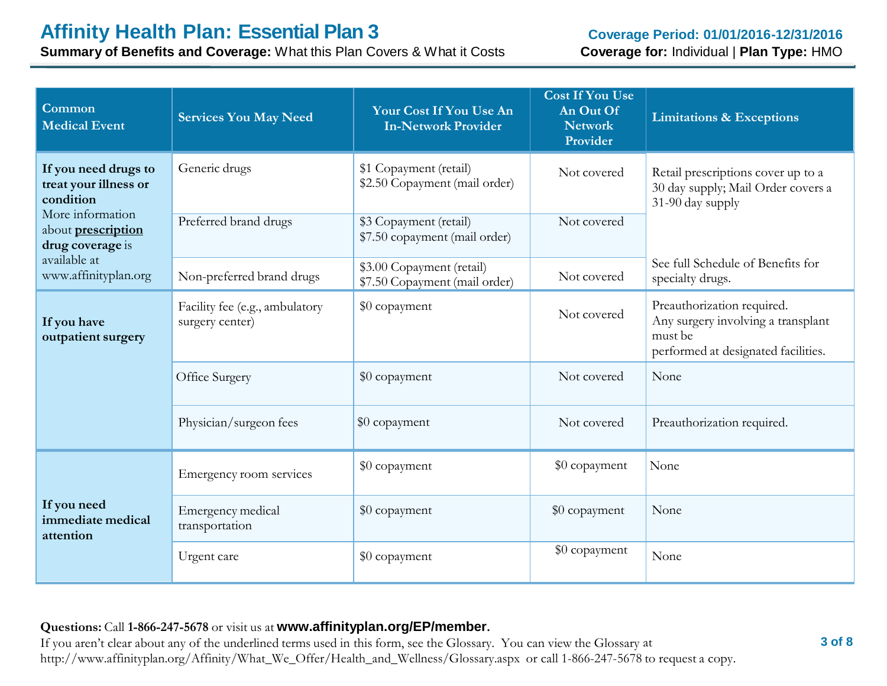# Affinity Health Plan: Essential Plan 3

**Summary of Benefits and Coverage:** What this Plan Covers & What it Costs

**Coverage Period: 01/01/2016-12/31/2016**

**Coverage for:** Individual | **Plan Type:** HMO

| Common Medical Event | Services You May Need | Your Cost If You Use An In-Network Provider | Cost If You Use An Out Of Network Provider | Limitations & Exceptions |
|---|---|---|---|---|
| **If you need drugs to treat your illness or condition** More information about **prescription drug coverage** is available at www.affinityplan.org | Generic drugs | $1 Copayment (retail) $2.50 Copayment (mail order) | Not covered | Retail prescriptions cover up to a 30 day supply; Mail Order covers a 31-90 day supply |
| | Preferred brand drugs | $3 Copayment (retail) $7.50 copayment (mail order) | Not covered | |
| | Non-preferred brand drugs | $3.00 Copayment (retail) $7.50 Copayment (mail order) | Not covered | See full Schedule of Benefits for specialty drugs. |
| **If you have outpatient surgery** | Facility fee (e.g., ambulatory surgery center) | $0 copayment | Not covered | Preauthorization required. Any surgery involving a transplant must be performed at designated facilities. |
| | Office Surgery | $0 copayment | Not covered | None |
| | Physician/surgeon fees | $0 copayment | Not covered | Preauthorization required. |
| **If you need immediate medical attention** | Emergency room services | $0 copayment | $0 copayment | None |
| | Emergency medical transportation | $0 copayment | $0 copayment | None |
| | Urgent care | $0 copayment | $0 copayment | None |

**Questions:** Call **1-866-247-5678** or visit us at **www.affinityplan.org/EP/member.**
If you aren't clear about any of the underlined terms used in this form, see the Glossary. You can view the Glossary at http://www.affinityplan.org/Affinity/What_We_Offer/Health_and_Wellness/Glossary.aspx or call 1-866-247-5678 to request a copy.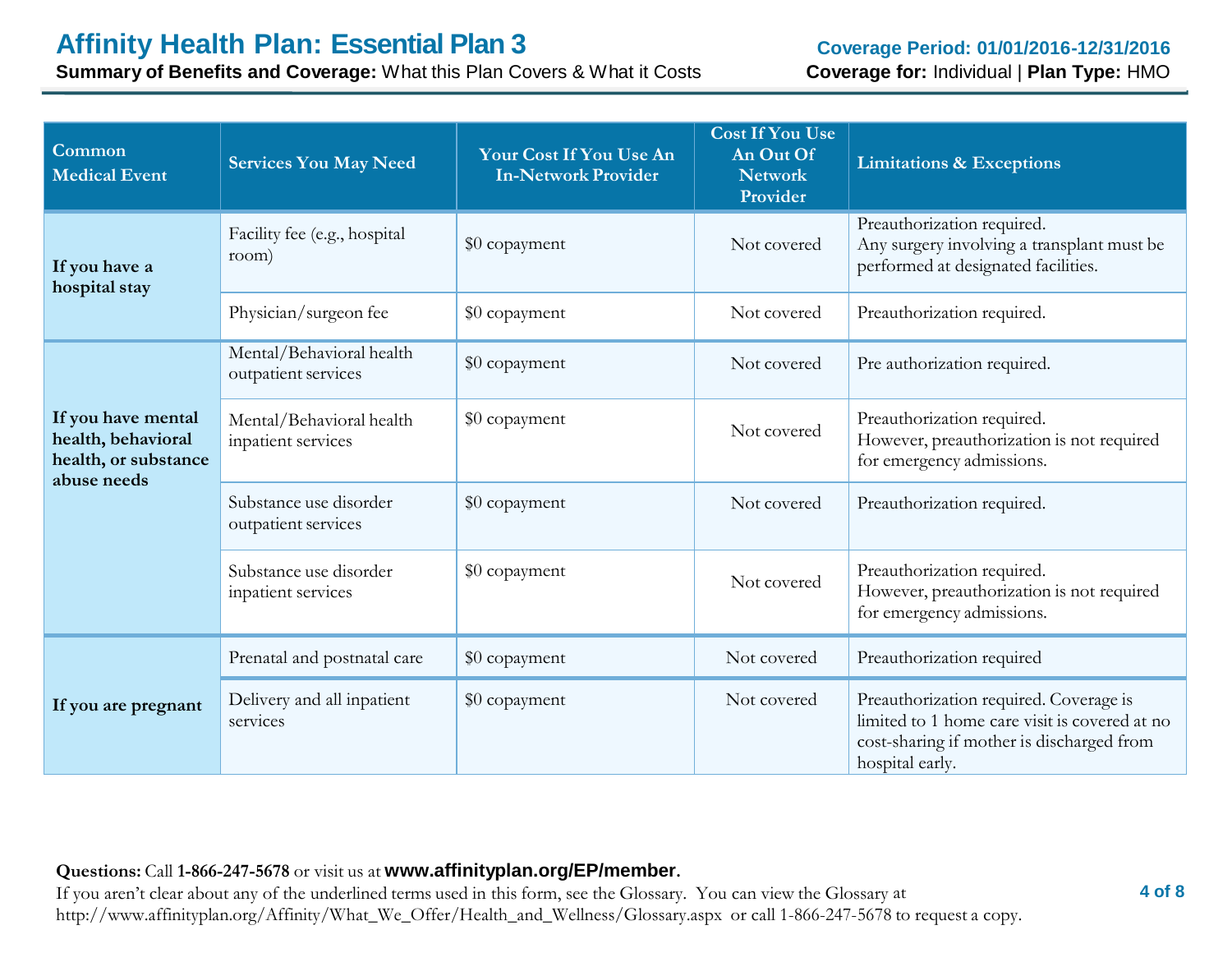# Affinity Health Plan: Essential Plan 3

**Summary of Benefits and Coverage:** What this Plan Covers & What it Costs

**Coverage Period: 01/01/2016-12/31/2016**

**Coverage for:** Individual | **Plan Type:** HMO

| Common Medical Event | Services You May Need | Your Cost If You Use An In-Network Provider | Cost If You Use An Out Of Network Provider | Limitations & Exceptions |
|---|---|---|---|---|
| **If you have a hospital stay** | Facility fee (e.g., hospital room) | $0 copayment | Not covered | Preauthorization required. Any surgery involving a transplant must be performed at designated facilities. |
| | Physician/surgeon fee | $0 copayment | Not covered | Preauthorization required. |
| **If you have mental health, behavioral health, or substance abuse needs** | Mental/Behavioral health outpatient services | $0 copayment | Not covered | Pre authorization required. |
| | Mental/Behavioral health inpatient services | $0 copayment | Not covered | Preauthorization required. However, preauthorization is not required for emergency admissions. |
| | Substance use disorder outpatient services | $0 copayment | Not covered | Preauthorization required. |
| | Substance use disorder inpatient services | $0 copayment | Not covered | Preauthorization required. However, preauthorization is not required for emergency admissions. |
| **If you are pregnant** | Prenatal and postnatal care | $0 copayment | Not covered | Preauthorization required |
| | Delivery and all inpatient services | $0 copayment | Not covered | Preauthorization required. Coverage is limited to 1 home care visit is covered at no cost-sharing if mother is discharged from hospital early. |

**Questions:** Call **1-866-247-5678** or visit us at **www.affinityplan.org/EP/member.**
If you aren't clear about any of the underlined terms used in this form, see the Glossary. You can view the Glossary at http://www.affinityplan.org/Affinity/What_We_Offer/Health_and_Wellness/Glossary.aspx or call 1-866-247-5678 to request a copy.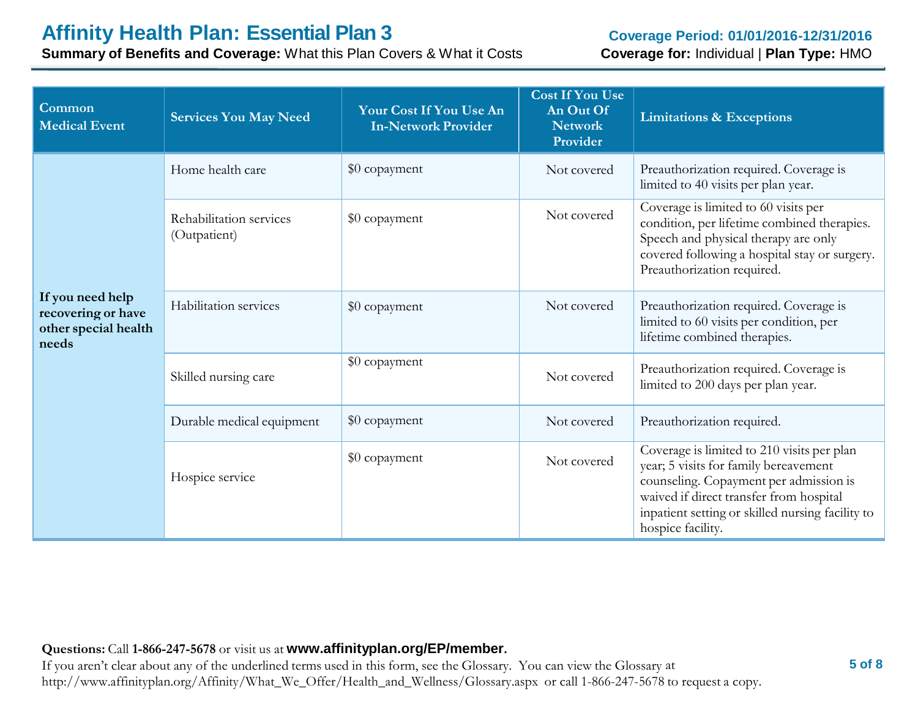| Common Medical Event | Services You May Need | Your Cost If You Use An In-Network Provider | Cost If You Use An Out Of Network Provider | Limitations & Exceptions |
|---|---|---|---|---|
| **If you need help recovering or have other special health needs** | Home health care | $0 copayment | Not covered | Preauthorization required. Coverage is limited to 40 visits per plan year. |
| | Rehabilitation services (Outpatient) | $0 copayment | Not covered | Coverage is limited to 60 visits per condition, per lifetime combined therapies. Speech and physical therapy are only covered following a hospital stay or surgery. Preauthorization required. |
| | Habilitation services | $0 copayment | Not covered | Preauthorization required. Coverage is limited to 60 visits per condition, per lifetime combined therapies. |
| | Skilled nursing care | $0 copayment | Not covered | Preauthorization required. Coverage is limited to 200 days per plan year. |
| | Durable medical equipment | $0 copayment | Not covered | Preauthorization required. |
| | Hospice service | $0 copayment | Not covered | Coverage is limited to 210 visits per plan year; 5 visits for family bereavement counseling. Copayment per admission is waived if direct transfer from hospital inpatient setting or skilled nursing facility to hospice facility. |

**Questions:** Call **1-866-247-5678** or visit us at **www.affinityplan.org/EP/member**.
If you aren't clear about any of the underlined terms used in this form, see the Glossary. You can view the Glossary at http://www.affinityplan.org/Affinity/What_We_Offer/Health_and_Wellness/Glossary.aspx or call 1-866-247-5678 to request a copy.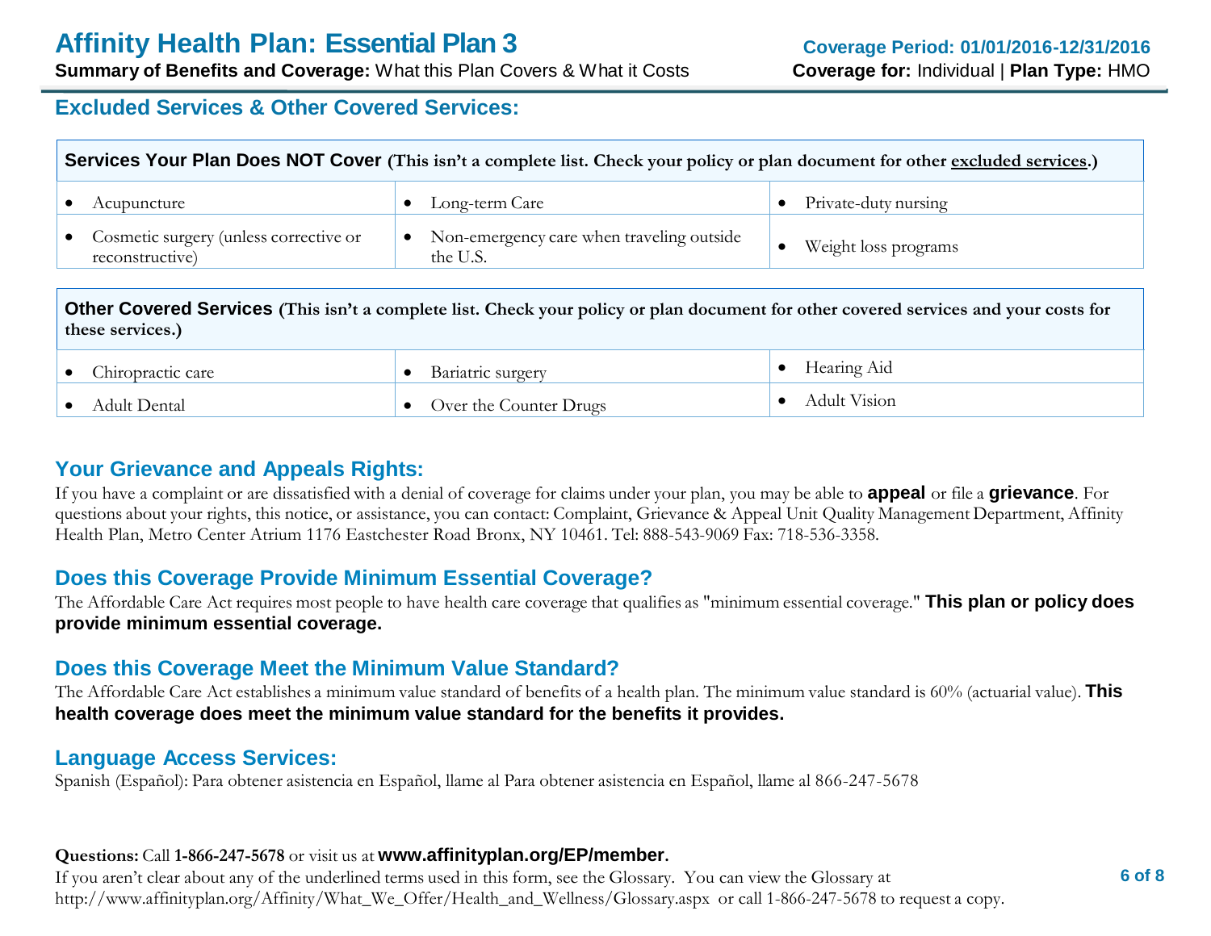## Excluded Services & Other Covered Services:

| Services Your Plan Does NOT Cover (This isn't a complete list. Check your policy or plan document for other excluded services.) | | |
|---|---|---|
| • Acupuncture | • Long-term Care | • Private-duty nursing |
| • Cosmetic surgery (unless corrective or reconstructive) | • Non-emergency care when traveling outside the U.S. | • Weight loss programs |

| Other Covered Services (This isn't a complete list. Check your policy or plan document for other covered services and your costs for these services.) | | |
|---|---|---|
| • Chiropractic care | • Bariatric surgery | • Hearing Aid |
| • Adult Dental | • Over the Counter Drugs | • Adult Vision |

## Your Grievance and Appeals Rights:

If you have a complaint or are dissatisfied with a denial of coverage for claims under your plan, you may be able to **appeal** or file a **grievance**. For questions about your rights, this notice, or assistance, you can contact: Complaint, Grievance & Appeal Unit Quality Management Department, Affinity Health Plan, Metro Center Atrium 1176 Eastchester Road Bronx, NY 10461. Tel: 888-543-9069 Fax: 718-536-3358.

## Does this Coverage Provide Minimum Essential Coverage?

The Affordable Care Act requires most people to have health care coverage that qualifies as "minimum essential coverage." **This plan or policy does provide minimum essential coverage.**

## Does this Coverage Meet the Minimum Value Standard?

The Affordable Care Act establishes a minimum value standard of benefits of a health plan. The minimum value standard is 60% (actuarial value). **This health coverage does meet the minimum value standard for the benefits it provides.**

## Language Access Services:

Spanish (Español): Para obtener asistencia en Español, llame al Para obtener asistencia en Español, llame al 866-247-5678

**Questions:** Call **1-866-247-5678** or visit us at **www.affinityplan.org/EP/member.**
If you aren't clear about any of the underlined terms used in this form, see the Glossary. You can view the Glossary at http://www.affinityplan.org/Affinity/What_We_Offer/Health_and_Wellness/Glossary.aspx or call 1-866-247-5678 to request a copy.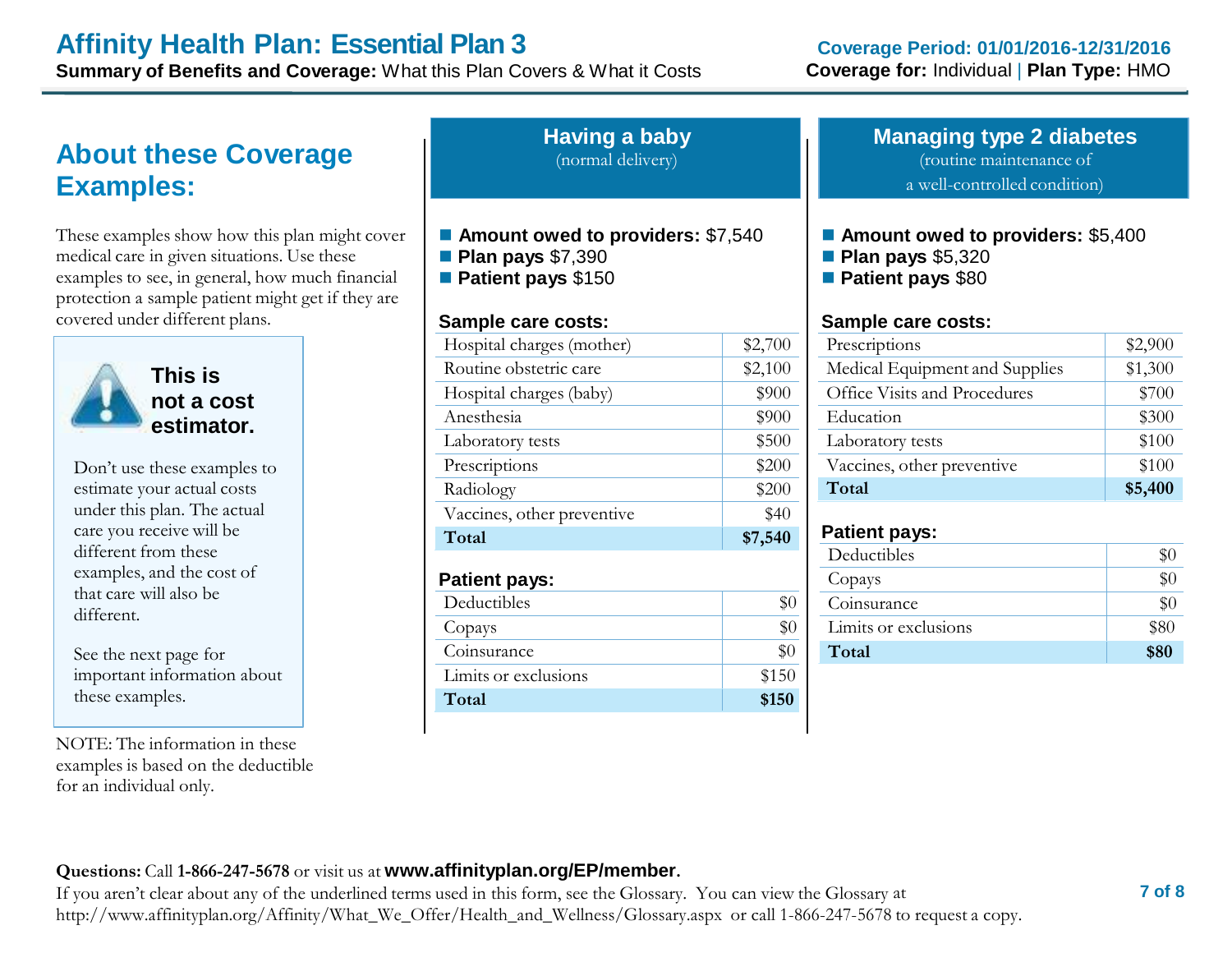# Affinity Health Plan: Essential Plan 3

**Summary of Benefits and Coverage:** What this Plan Covers & What it Costs

**Coverage Period: 01/01/2016-12/31/2016**
**Coverage for:** Individual | **Plan Type:** HMO

## About these Coverage Examples:

These examples show how this plan might cover medical care in given situations. Use these examples to see, in general, how much financial protection a sample patient might get if they are covered under different plans.

### This is not a cost estimator.

Don't use these examples to estimate your actual costs under this plan. The actual care you receive will be different from these examples, and the cost of that care will also be different.

See the next page for important information about these examples.

NOTE: The information in these examples is based on the deductible for an individual only.

## Having a baby

(normal delivery)

- **Amount owed to providers:** $7,540
- **Plan pays** $7,390
- **Patient pays** $150

**Sample care costs:**

| Sample care costs | |
|---|---|
| Hospital charges (mother) | $2,700 |
| Routine obstetric care | $2,100 |
| Hospital charges (baby) | $900 |
| Anesthesia | $900 |
| Laboratory tests | $500 |
| Prescriptions | $200 |
| Radiology | $200 |
| Vaccines, other preventive | $40 |
| **Total** | **$7,540** |

**Patient pays:**

| Patient pays | |
|---|---|
| Deductibles | $0 |
| Copays | $0 |
| Coinsurance | $0 |
| Limits or exclusions | $150 |
| **Total** | **$150** |

## Managing type 2 diabetes

(routine maintenance of a well-controlled condition)

- **Amount owed to providers:** $5,400
- **Plan pays** $5,320
- **Patient pays** $80

**Sample care costs:**

| Sample care costs | |
|---|---|
| Prescriptions | $2,900 |
| Medical Equipment and Supplies | $1,300 |
| Office Visits and Procedures | $700 |
| Education | $300 |
| Laboratory tests | $100 |
| Vaccines, other preventive | $100 |
| **Total** | **$5,400** |

**Patient pays:**

| Patient pays | |
|---|---|
| Deductibles | $0 |
| Copays | $0 |
| Coinsurance | $0 |
| Limits or exclusions | $80 |
| **Total** | **$80** |

**Questions:** Call **1-866-247-5678** or visit us at **www.affinityplan.org/EP/member**.
If you aren't clear about any of the underlined terms used in this form, see the Glossary. You can view the Glossary at http://www.affinityplan.org/Affinity/What_We_Offer/Health_and_Wellness/Glossary.aspx or call 1-866-247-5678 to request a copy.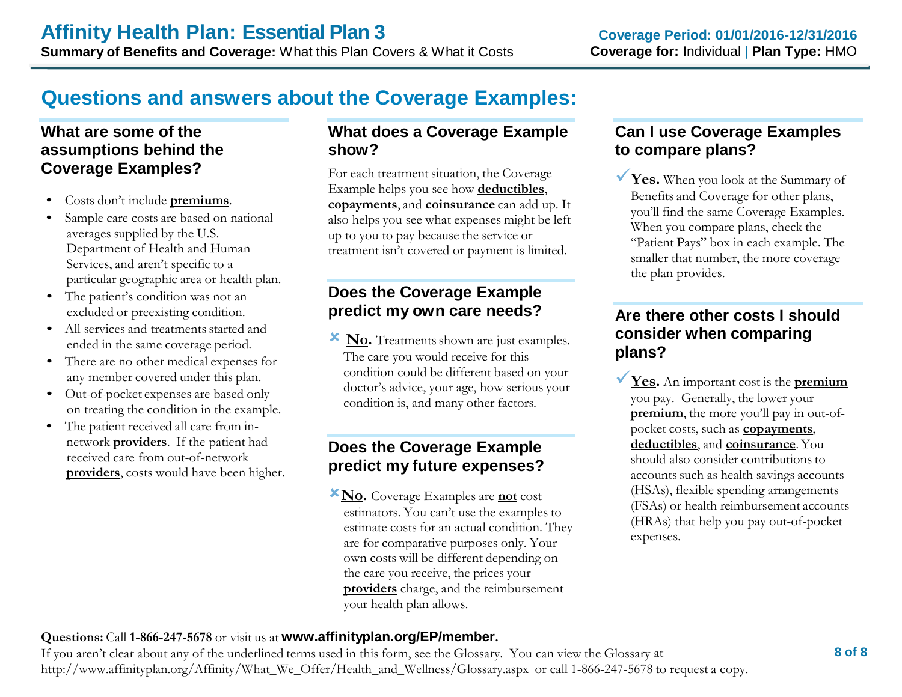# Questions and answers about the Coverage Examples:

## What are some of the assumptions behind the Coverage Examples?

- Costs don't include **premiums**.
- Sample care costs are based on national averages supplied by the U.S. Department of Health and Human Services, and aren't specific to a particular geographic area or health plan.
- The patient's condition was not an excluded or preexisting condition.
- All services and treatments started and ended in the same coverage period.
- There are no other medical expenses for any member covered under this plan.
- Out-of-pocket expenses are based only on treating the condition in the example.
- The patient received all care from in-network **providers**. If the patient had received care from out-of-network **providers**, costs would have been higher.

## What does a Coverage Example show?

For each treatment situation, the Coverage Example helps you see how **deductibles**, **copayments**, and **coinsurance** can add up. It also helps you see what expenses might be left up to you to pay because the service or treatment isn't covered or payment is limited.

## Does the Coverage Example predict my own care needs?

✘ **No.** Treatments shown are just examples. The care you would receive for this condition could be different based on your doctor's advice, your age, how serious your condition is, and many other factors.

## Does the Coverage Example predict my future expenses?

✘ **No.** Coverage Examples are **not** cost estimators. You can't use the examples to estimate costs for an actual condition. They are for comparative purposes only. Your own costs will be different depending on the care you receive, the prices your **providers** charge, and the reimbursement your health plan allows.

## Can I use Coverage Examples to compare plans?

✓ **Yes.** When you look at the Summary of Benefits and Coverage for other plans, you'll find the same Coverage Examples. When you compare plans, check the "Patient Pays" box in each example. The smaller that number, the more coverage the plan provides.

## Are there other costs I should consider when comparing plans?

✓ **Yes.** An important cost is the **premium** you pay. Generally, the lower your **premium**, the more you'll pay in out-of-pocket costs, such as **copayments**, **deductibles**, and **coinsurance**. You should also consider contributions to accounts such as health savings accounts (HSAs), flexible spending arrangements (FSAs) or health reimbursement accounts (HRAs) that help you pay out-of-pocket expenses.

**Questions:** Call **1-866-247-5678** or visit us at **www.affinityplan.org/EP/member**.
If you aren't clear about any of the underlined terms used in this form, see the Glossary. You can view the Glossary at http://www.affinityplan.org/Affinity/What_We_Offer/Health_and_Wellness/Glossary.aspx or call 1-866-247-5678 to request a copy.